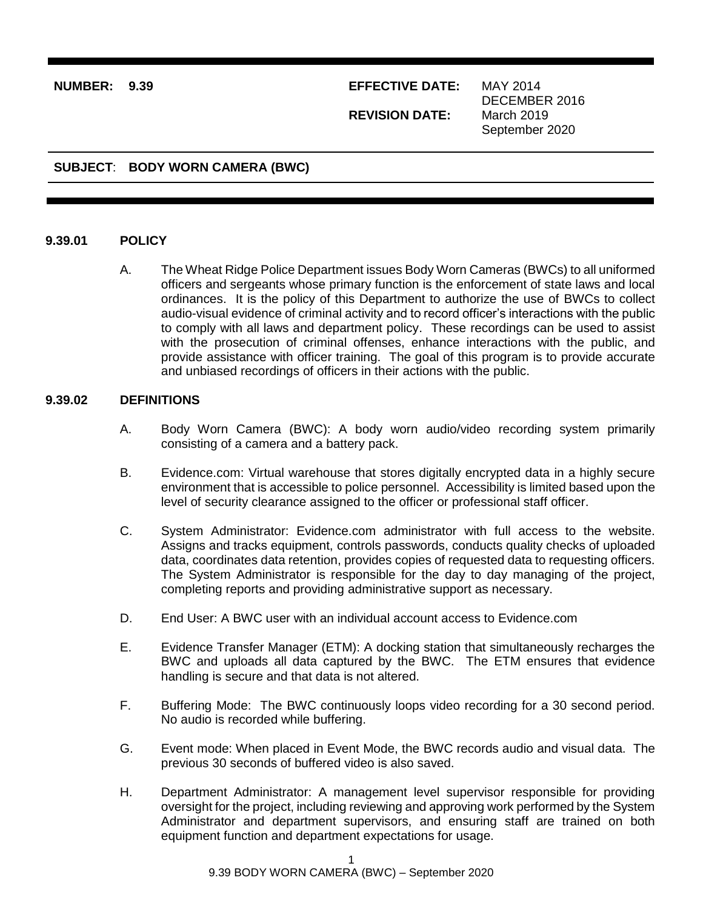**NUMBER: 9.39** | **EFFECTIVE DATE:** MAY 2014 DECEMBER 2016
**REVISION DATE:** March 2019 September 2020

**SUBJECT: BODY WORN CAMERA (BWC)**

## 9.39.01 POLICY

A. The Wheat Ridge Police Department issues Body Worn Cameras (BWCs) to all uniformed officers and sergeants whose primary function is the enforcement of state laws and local ordinances. It is the policy of this Department to authorize the use of BWCs to collect audio-visual evidence of criminal activity and to record officer's interactions with the public to comply with all laws and department policy. These recordings can be used to assist with the prosecution of criminal offenses, enhance interactions with the public, and provide assistance with officer training. The goal of this program is to provide accurate and unbiased recordings of officers in their actions with the public.

## 9.39.02 DEFINITIONS

A. Body Worn Camera (BWC): A body worn audio/video recording system primarily consisting of a camera and a battery pack.

B. Evidence.com: Virtual warehouse that stores digitally encrypted data in a highly secure environment that is accessible to police personnel. Accessibility is limited based upon the level of security clearance assigned to the officer or professional staff officer.

C. System Administrator: Evidence.com administrator with full access to the website. Assigns and tracks equipment, controls passwords, conducts quality checks of uploaded data, coordinates data retention, provides copies of requested data to requesting officers. The System Administrator is responsible for the day to day managing of the project, completing reports and providing administrative support as necessary.

D. End User: A BWC user with an individual account access to Evidence.com

E. Evidence Transfer Manager (ETM): A docking station that simultaneously recharges the BWC and uploads all data captured by the BWC. The ETM ensures that evidence handling is secure and that data is not altered.

F. Buffering Mode: The BWC continuously loops video recording for a 30 second period. No audio is recorded while buffering.

G. Event mode: When placed in Event Mode, the BWC records audio and visual data. The previous 30 seconds of buffered video is also saved.

H. Department Administrator: A management level supervisor responsible for providing oversight for the project, including reviewing and approving work performed by the System Administrator and department supervisors, and ensuring staff are trained on both equipment function and department expectations for usage.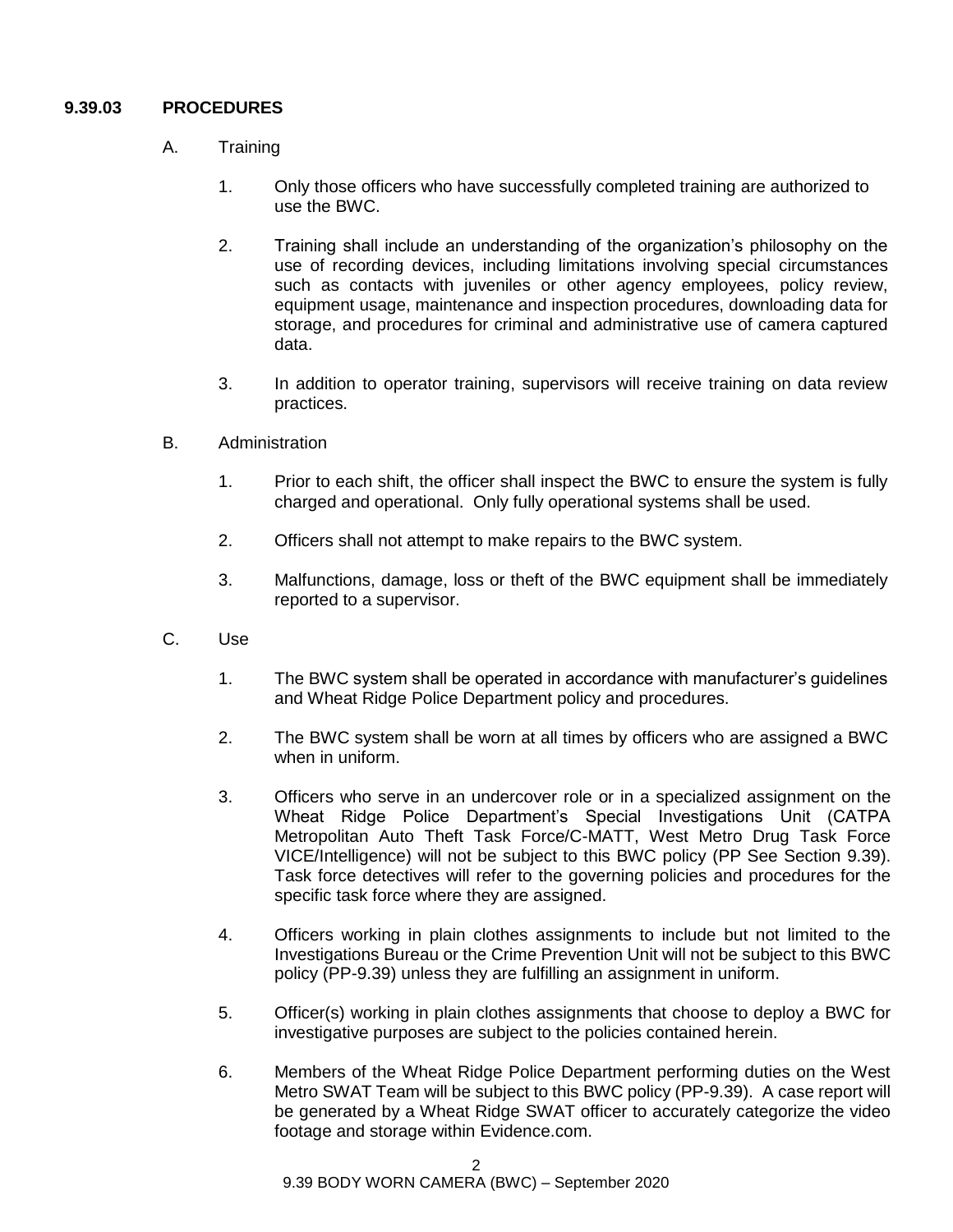## 9.39.03 PROCEDURES

A. Training

1. Only those officers who have successfully completed training are authorized to use the BWC.

2. Training shall include an understanding of the organization's philosophy on the use of recording devices, including limitations involving special circumstances such as contacts with juveniles or other agency employees, policy review, equipment usage, maintenance and inspection procedures, downloading data for storage, and procedures for criminal and administrative use of camera captured data.

3. In addition to operator training, supervisors will receive training on data review practices.

B. Administration

1. Prior to each shift, the officer shall inspect the BWC to ensure the system is fully charged and operational. Only fully operational systems shall be used.

2. Officers shall not attempt to make repairs to the BWC system.

3. Malfunctions, damage, loss or theft of the BWC equipment shall be immediately reported to a supervisor.

C. Use

1. The BWC system shall be operated in accordance with manufacturer's guidelines and Wheat Ridge Police Department policy and procedures.

2. The BWC system shall be worn at all times by officers who are assigned a BWC when in uniform.

3. Officers who serve in an undercover role or in a specialized assignment on the Wheat Ridge Police Department's Special Investigations Unit (CATPA Metropolitan Auto Theft Task Force/C-MATT, West Metro Drug Task Force VICE/Intelligence) will not be subject to this BWC policy (PP See Section 9.39). Task force detectives will refer to the governing policies and procedures for the specific task force where they are assigned.

4. Officers working in plain clothes assignments to include but not limited to the Investigations Bureau or the Crime Prevention Unit will not be subject to this BWC policy (PP-9.39) unless they are fulfilling an assignment in uniform.

5. Officer(s) working in plain clothes assignments that choose to deploy a BWC for investigative purposes are subject to the policies contained herein.

6. Members of the Wheat Ridge Police Department performing duties on the West Metro SWAT Team will be subject to this BWC policy (PP-9.39). A case report will be generated by a Wheat Ridge SWAT officer to accurately categorize the video footage and storage within Evidence.com.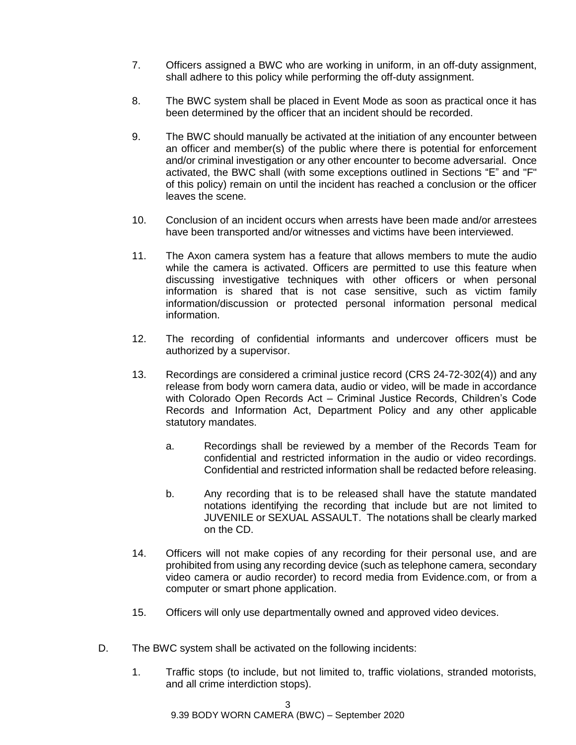7. Officers assigned a BWC who are working in uniform, in an off-duty assignment, shall adhere to this policy while performing the off-duty assignment.

8. The BWC system shall be placed in Event Mode as soon as practical once it has been determined by the officer that an incident should be recorded.

9. The BWC should manually be activated at the initiation of any encounter between an officer and member(s) of the public where there is potential for enforcement and/or criminal investigation or any other encounter to become adversarial. Once activated, the BWC shall (with some exceptions outlined in Sections "E" and "F" of this policy) remain on until the incident has reached a conclusion or the officer leaves the scene.

10. Conclusion of an incident occurs when arrests have been made and/or arrestees have been transported and/or witnesses and victims have been interviewed.

11. The Axon camera system has a feature that allows members to mute the audio while the camera is activated. Officers are permitted to use this feature when discussing investigative techniques with other officers or when personal information is shared that is not case sensitive, such as victim family information/discussion or protected personal information personal medical information.

12. The recording of confidential informants and undercover officers must be authorized by a supervisor.

13. Recordings are considered a criminal justice record (CRS 24-72-302(4)) and any release from body worn camera data, audio or video, will be made in accordance with Colorado Open Records Act – Criminal Justice Records, Children's Code Records and Information Act, Department Policy and any other applicable statutory mandates.

    a. Recordings shall be reviewed by a member of the Records Team for confidential and restricted information in the audio or video recordings. Confidential and restricted information shall be redacted before releasing.

    b. Any recording that is to be released shall have the statute mandated notations identifying the recording that include but are not limited to JUVENILE or SEXUAL ASSAULT. The notations shall be clearly marked on the CD.

14. Officers will not make copies of any recording for their personal use, and are prohibited from using any recording device (such as telephone camera, secondary video camera or audio recorder) to record media from Evidence.com, or from a computer or smart phone application.

15. Officers will only use departmentally owned and approved video devices.

D. The BWC system shall be activated on the following incidents:

    1. Traffic stops (to include, but not limited to, traffic violations, stranded motorists, and all crime interdiction stops).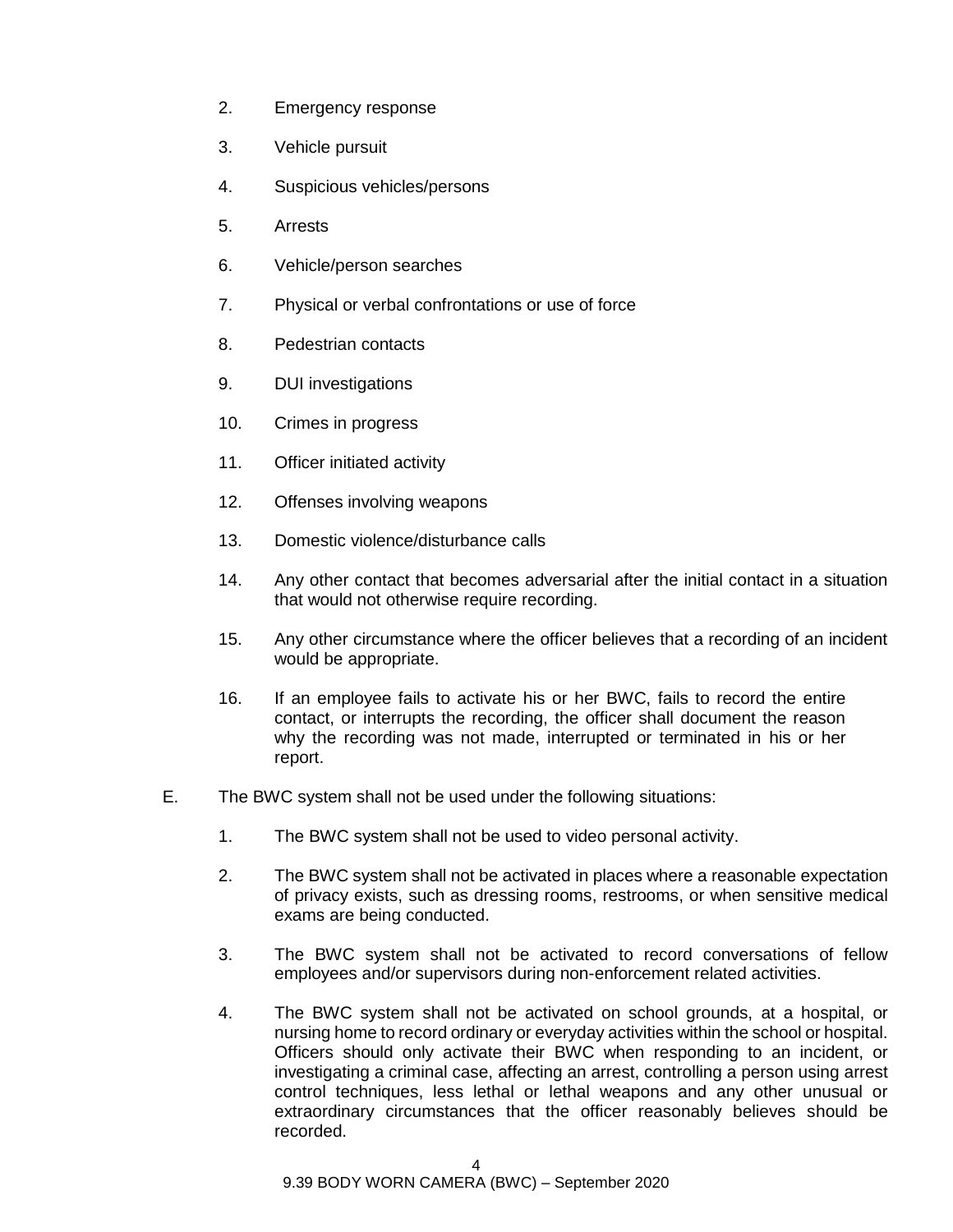2. Emergency response

3. Vehicle pursuit

4. Suspicious vehicles/persons

5. Arrests

6. Vehicle/person searches

7. Physical or verbal confrontations or use of force

8. Pedestrian contacts

9. DUI investigations

10. Crimes in progress

11. Officer initiated activity

12. Offenses involving weapons

13. Domestic violence/disturbance calls

14. Any other contact that becomes adversarial after the initial contact in a situation that would not otherwise require recording.

15. Any other circumstance where the officer believes that a recording of an incident would be appropriate.

16. If an employee fails to activate his or her BWC, fails to record the entire contact, or interrupts the recording, the officer shall document the reason why the recording was not made, interrupted or terminated in his or her report.

E. The BWC system shall not be used under the following situations:

1. The BWC system shall not be used to video personal activity.

2. The BWC system shall not be activated in places where a reasonable expectation of privacy exists, such as dressing rooms, restrooms, or when sensitive medical exams are being conducted.

3. The BWC system shall not be activated to record conversations of fellow employees and/or supervisors during non-enforcement related activities.

4. The BWC system shall not be activated on school grounds, at a hospital, or nursing home to record ordinary or everyday activities within the school or hospital. Officers should only activate their BWC when responding to an incident, or investigating a criminal case, affecting an arrest, controlling a person using arrest control techniques, less lethal or lethal weapons and any other unusual or extraordinary circumstances that the officer reasonably believes should be recorded.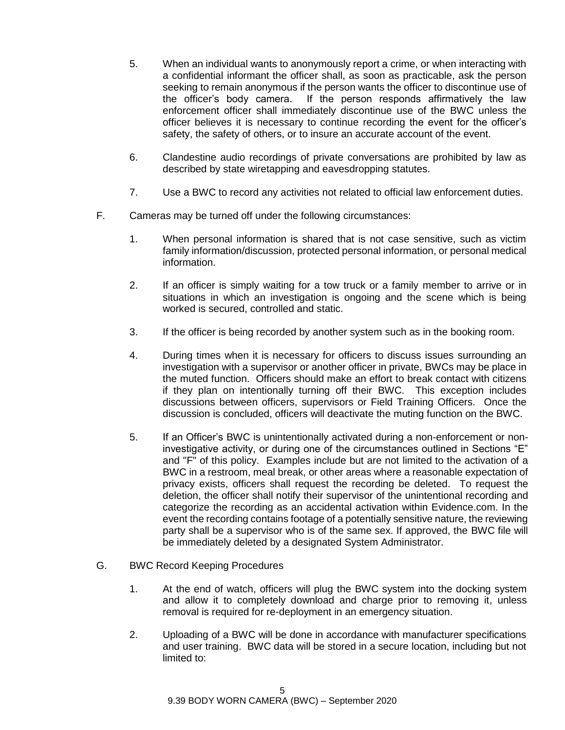5. When an individual wants to anonymously report a crime, or when interacting with a confidential informant the officer shall, as soon as practicable, ask the person seeking to remain anonymous if the person wants the officer to discontinue use of the officer's body camera. If the person responds affirmatively the law enforcement officer shall immediately discontinue use of the BWC unless the officer believes it is necessary to continue recording the event for the officer's safety, the safety of others, or to insure an accurate account of the event.

6. Clandestine audio recordings of private conversations are prohibited by law as described by state wiretapping and eavesdropping statutes.

7. Use a BWC to record any activities not related to official law enforcement duties.

F. Cameras may be turned off under the following circumstances:

1. When personal information is shared that is not case sensitive, such as victim family information/discussion, protected personal information, or personal medical information.

2. If an officer is simply waiting for a tow truck or a family member to arrive or in situations in which an investigation is ongoing and the scene which is being worked is secured, controlled and static.

3. If the officer is being recorded by another system such as in the booking room.

4. During times when it is necessary for officers to discuss issues surrounding an investigation with a supervisor or another officer in private, BWCs may be place in the muted function. Officers should make an effort to break contact with citizens if they plan on intentionally turning off their BWC. This exception includes discussions between officers, supervisors or Field Training Officers. Once the discussion is concluded, officers will deactivate the muting function on the BWC.

5. If an Officer's BWC is unintentionally activated during a non-enforcement or non-investigative activity, or during one of the circumstances outlined in Sections "E" and "F" of this policy. Examples include but are not limited to the activation of a BWC in a restroom, meal break, or other areas where a reasonable expectation of privacy exists, officers shall request the recording be deleted. To request the deletion, the officer shall notify their supervisor of the unintentional recording and categorize the recording as an accidental activation within Evidence.com. In the event the recording contains footage of a potentially sensitive nature, the reviewing party shall be a supervisor who is of the same sex. If approved, the BWC file will be immediately deleted by a designated System Administrator.

G. BWC Record Keeping Procedures

1. At the end of watch, officers will plug the BWC system into the docking system and allow it to completely download and charge prior to removing it, unless removal is required for re-deployment in an emergency situation.

2. Uploading of a BWC will be done in accordance with manufacturer specifications and user training. BWC data will be stored in a secure location, including but not limited to: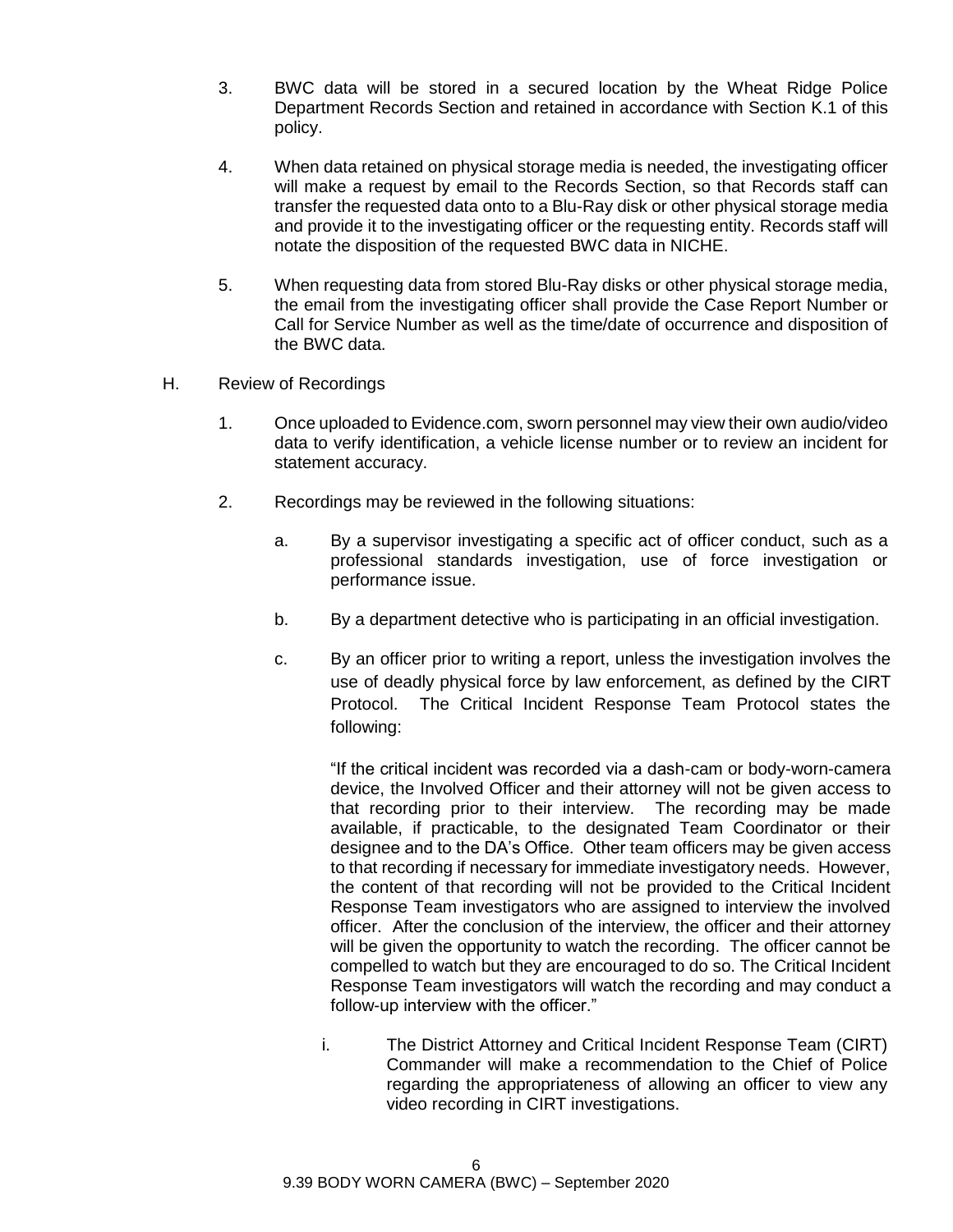3. BWC data will be stored in a secured location by the Wheat Ridge Police Department Records Section and retained in accordance with Section K.1 of this policy.

4. When data retained on physical storage media is needed, the investigating officer will make a request by email to the Records Section, so that Records staff can transfer the requested data onto to a Blu-Ray disk or other physical storage media and provide it to the investigating officer or the requesting entity. Records staff will notate the disposition of the requested BWC data in NICHE.

5. When requesting data from stored Blu-Ray disks or other physical storage media, the email from the investigating officer shall provide the Case Report Number or Call for Service Number as well as the time/date of occurrence and disposition of the BWC data.

H. Review of Recordings

1. Once uploaded to Evidence.com, sworn personnel may view their own audio/video data to verify identification, a vehicle license number or to review an incident for statement accuracy.

2. Recordings may be reviewed in the following situations:

   a. By a supervisor investigating a specific act of officer conduct, such as a professional standards investigation, use of force investigation or performance issue.

   b. By a department detective who is participating in an official investigation.

   c. By an officer prior to writing a report, unless the investigation involves the use of deadly physical force by law enforcement, as defined by the CIRT Protocol. The Critical Incident Response Team Protocol states the following:

      "If the critical incident was recorded via a dash-cam or body-worn-camera device, the Involved Officer and their attorney will not be given access to that recording prior to their interview. The recording may be made available, if practicable, to the designated Team Coordinator or their designee and to the DA's Office. Other team officers may be given access to that recording if necessary for immediate investigatory needs. However, the content of that recording will not be provided to the Critical Incident Response Team investigators who are assigned to interview the involved officer. After the conclusion of the interview, the officer and their attorney will be given the opportunity to watch the recording. The officer cannot be compelled to watch but they are encouraged to do so. The Critical Incident Response Team investigators will watch the recording and may conduct a follow-up interview with the officer."

      i. The District Attorney and Critical Incident Response Team (CIRT) Commander will make a recommendation to the Chief of Police regarding the appropriateness of allowing an officer to view any video recording in CIRT investigations.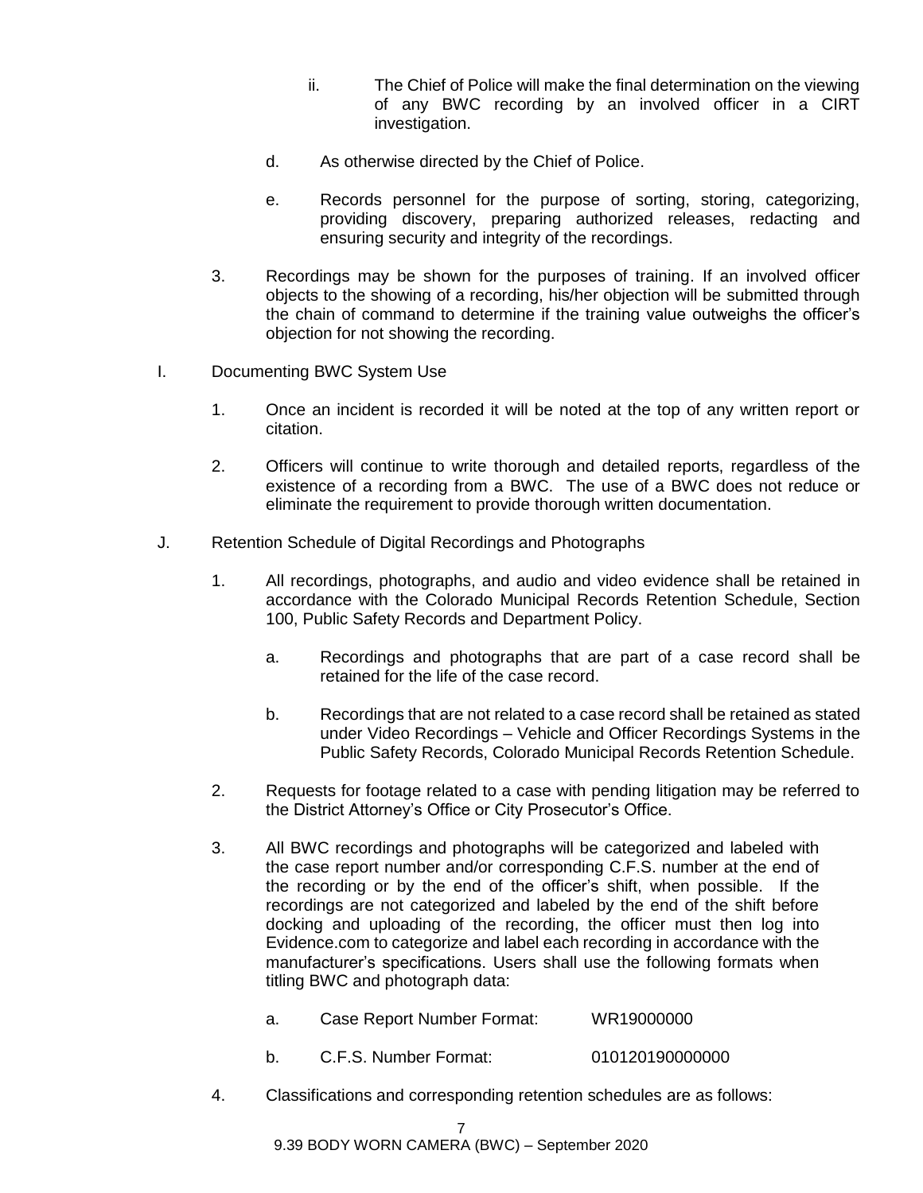ii. The Chief of Police will make the final determination on the viewing of any BWC recording by an involved officer in a CIRT investigation.

d. As otherwise directed by the Chief of Police.

e. Records personnel for the purpose of sorting, storing, categorizing, providing discovery, preparing authorized releases, redacting and ensuring security and integrity of the recordings.

3. Recordings may be shown for the purposes of training. If an involved officer objects to the showing of a recording, his/her objection will be submitted through the chain of command to determine if the training value outweighs the officer's objection for not showing the recording.

I. Documenting BWC System Use

1. Once an incident is recorded it will be noted at the top of any written report or citation.

2. Officers will continue to write thorough and detailed reports, regardless of the existence of a recording from a BWC. The use of a BWC does not reduce or eliminate the requirement to provide thorough written documentation.

J. Retention Schedule of Digital Recordings and Photographs

1. All recordings, photographs, and audio and video evidence shall be retained in accordance with the Colorado Municipal Records Retention Schedule, Section 100, Public Safety Records and Department Policy.

   a. Recordings and photographs that are part of a case record shall be retained for the life of the case record.

   b. Recordings that are not related to a case record shall be retained as stated under Video Recordings – Vehicle and Officer Recordings Systems in the Public Safety Records, Colorado Municipal Records Retention Schedule.

2. Requests for footage related to a case with pending litigation may be referred to the District Attorney's Office or City Prosecutor's Office.

3. All BWC recordings and photographs will be categorized and labeled with the case report number and/or corresponding C.F.S. number at the end of the recording or by the end of the officer's shift, when possible. If the recordings are not categorized and labeled by the end of the shift before docking and uploading of the recording, the officer must then log into Evidence.com to categorize and label each recording in accordance with the manufacturer's specifications. Users shall use the following formats when titling BWC and photograph data:

   a. Case Report Number Format: WR19000000

   b. C.F.S. Number Format: 010120190000000

4. Classifications and corresponding retention schedules are as follows: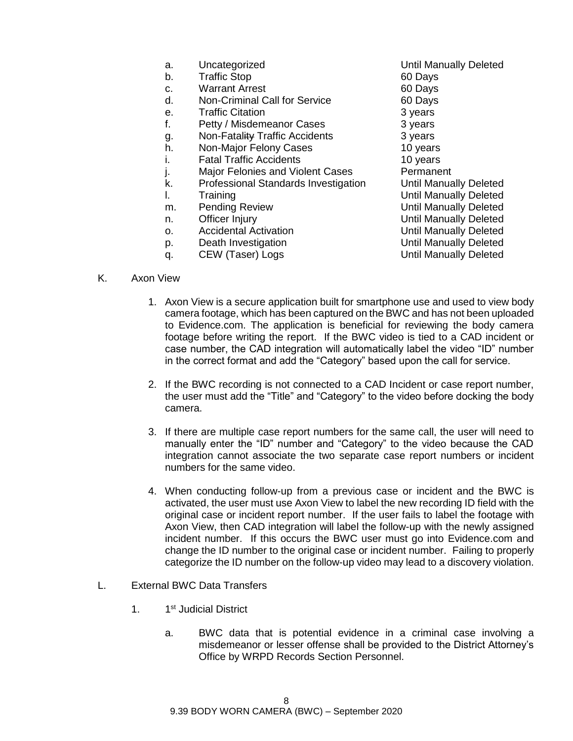a. Uncategorized — Until Manually Deleted
b. Traffic Stop — 60 Days
c. Warrant Arrest — 60 Days
d. Non-Criminal Call for Service — 60 Days
e. Traffic Citation — 3 years
f. Petty / Misdemeanor Cases — 3 years
g. Non-Fatal~~ity~~ Traffic Accidents — 3 years
h. Non-Major Felony Cases — 10 years
i. Fatal Traffic Accidents — 10 years
j. Major Felonies and Violent Cases — Permanent
k. Professional Standards Investigation — Until Manually Deleted
l. Training — Until Manually Deleted
m. Pending Review — Until Manually Deleted
n. Officer Injury — Until Manually Deleted
o. Accidental Activation — Until Manually Deleted
p. Death Investigation — Until Manually Deleted
q. CEW (Taser) Logs — Until Manually Deleted

K. Axon View

1. Axon View is a secure application built for smartphone use and used to view body camera footage, which has been captured on the BWC and has not been uploaded to Evidence.com. The application is beneficial for reviewing the body camera footage before writing the report. If the BWC video is tied to a CAD incident or case number, the CAD integration will automatically label the video "ID" number in the correct format and add the "Category" based upon the call for service.

2. If the BWC recording is not connected to a CAD Incident or case report number, the user must add the "Title" and "Category" to the video before docking the body camera.

3. If there are multiple case report numbers for the same call, the user will need to manually enter the "ID" number and "Category" to the video because the CAD integration cannot associate the two separate case report numbers or incident numbers for the same video.

4. When conducting follow-up from a previous case or incident and the BWC is activated, the user must use Axon View to label the new recording ID field with the original case or incident report number. If the user fails to label the footage with Axon View, then CAD integration will label the follow-up with the newly assigned incident number. If this occurs the BWC user must go into Evidence.com and change the ID number to the original case or incident number. Failing to properly categorize the ID number on the follow-up video may lead to a discovery violation.

L. External BWC Data Transfers

1. 1st Judicial District

   a. BWC data that is potential evidence in a criminal case involving a misdemeanor or lesser offense shall be provided to the District Attorney's Office by WRPD Records Section Personnel.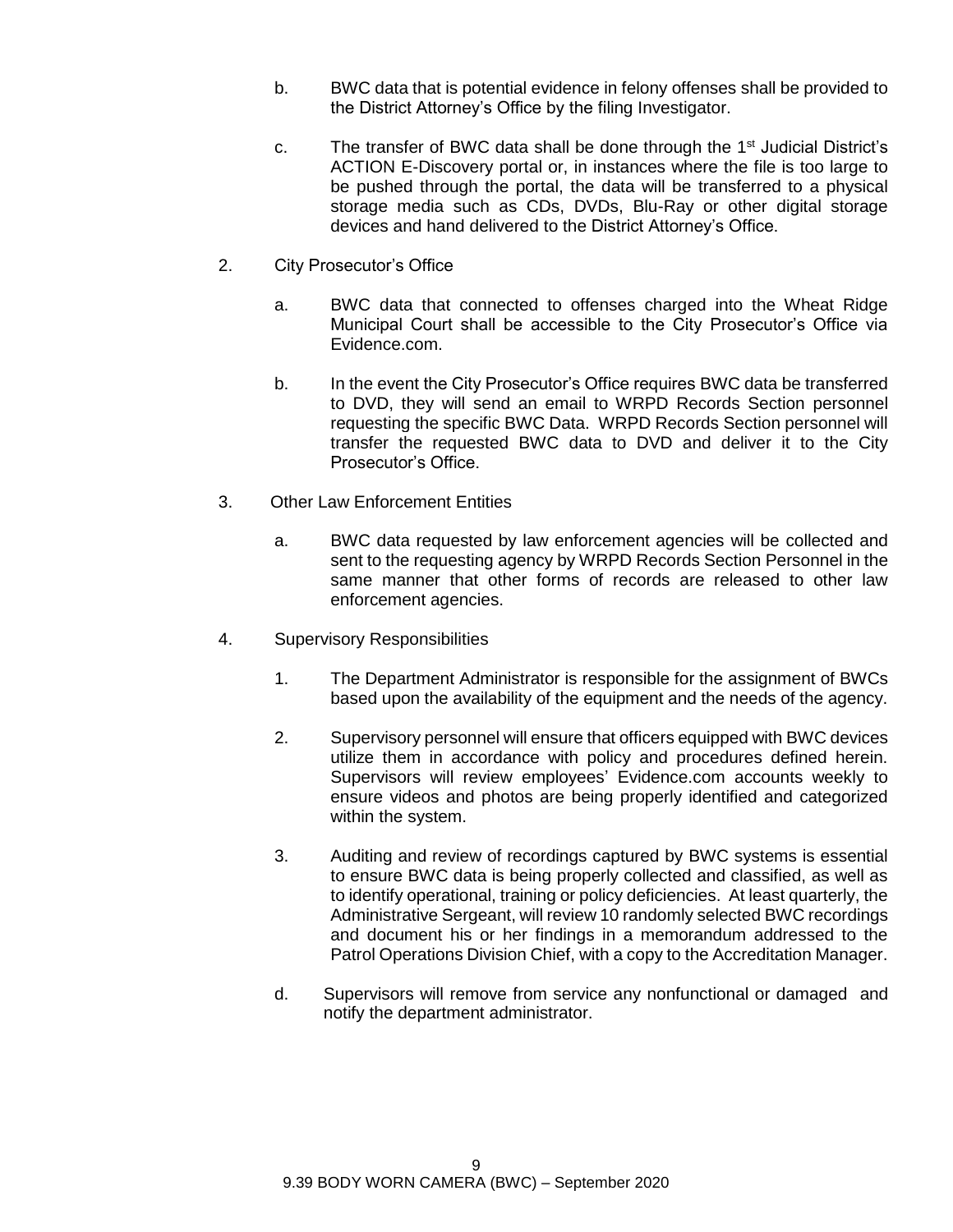b. BWC data that is potential evidence in felony offenses shall be provided to the District Attorney's Office by the filing Investigator.

c. The transfer of BWC data shall be done through the 1st Judicial District's ACTION E-Discovery portal or, in instances where the file is too large to be pushed through the portal, the data will be transferred to a physical storage media such as CDs, DVDs, Blu-Ray or other digital storage devices and hand delivered to the District Attorney's Office.

2. City Prosecutor's Office

a. BWC data that connected to offenses charged into the Wheat Ridge Municipal Court shall be accessible to the City Prosecutor's Office via Evidence.com.

b. In the event the City Prosecutor's Office requires BWC data be transferred to DVD, they will send an email to WRPD Records Section personnel requesting the specific BWC Data. WRPD Records Section personnel will transfer the requested BWC data to DVD and deliver it to the City Prosecutor's Office.

3. Other Law Enforcement Entities

a. BWC data requested by law enforcement agencies will be collected and sent to the requesting agency by WRPD Records Section Personnel in the same manner that other forms of records are released to other law enforcement agencies.

4. Supervisory Responsibilities

1. The Department Administrator is responsible for the assignment of BWCs based upon the availability of the equipment and the needs of the agency.

2. Supervisory personnel will ensure that officers equipped with BWC devices utilize them in accordance with policy and procedures defined herein. Supervisors will review employees' Evidence.com accounts weekly to ensure videos and photos are being properly identified and categorized within the system.

3. Auditing and review of recordings captured by BWC systems is essential to ensure BWC data is being properly collected and classified, as well as to identify operational, training or policy deficiencies. At least quarterly, the Administrative Sergeant, will review 10 randomly selected BWC recordings and document his or her findings in a memorandum addressed to the Patrol Operations Division Chief, with a copy to the Accreditation Manager.

d. Supervisors will remove from service any nonfunctional or damaged and notify the department administrator.